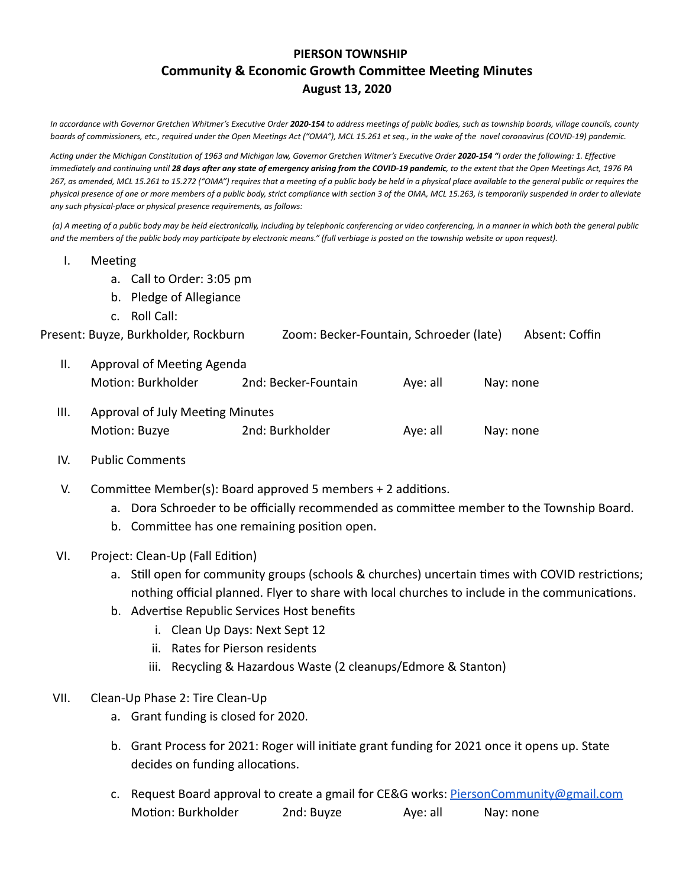# PIERSON TOWNSHIP
## Community & Economic Growth Committee Meeting Minutes
## August 13, 2020

*In accordance with Governor Gretchen Whitmer's Executive Order **2020-154** to address meetings of public bodies, such as township boards, village councils, county boards of commissioners, etc., required under the Open Meetings Act ("OMA"), MCL 15.261 et seq., in the wake of the novel coronavirus (COVID-19) pandemic.*

*Acting under the Michigan Constitution of 1963 and Michigan law, Governor Gretchen Witmer's Executive Order **2020-154 "**I order the following: 1. Effective immediately and continuing until **28 days after any state of emergency arising from the COVID-19 pandemic**, to the extent that the Open Meetings Act, 1976 PA 267, as amended, MCL 15.261 to 15.272 ("OMA") requires that a meeting of a public body be held in a physical place available to the general public or requires the physical presence of one or more members of a public body, strict compliance with section 3 of the OMA, MCL 15.263, is temporarily suspended in order to alleviate any such physical-place or physical presence requirements, as follows:*

*(a) A meeting of a public body may be held electronically, including by telephonic conferencing or video conferencing, in a manner in which both the general public and the members of the public body may participate by electronic means." (full verbiage is posted on the township website or upon request).*

I. Meeting
   a. Call to Order: 3:05 pm
   b. Pledge of Allegiance
   c. Roll Call:

Present: Buyze, Burkholder, Rockburn    Zoom: Becker-Fountain, Schroeder (late)    Absent: Coffin

II. Approval of Meeting Agenda
    Motion: Burkholder    2nd: Becker-Fountain    Aye: all    Nay: none

III. Approval of July Meeting Minutes
    Motion: Buzye    2nd: Burkholder    Aye: all    Nay: none

IV. Public Comments

V. Committee Member(s): Board approved 5 members + 2 additions.
   a. Dora Schroeder to be officially recommended as committee member to the Township Board.
   b. Committee has one remaining position open.

VI. Project: Clean-Up (Fall Edition)
   a. Still open for community groups (schools & churches) uncertain times with COVID restrictions; nothing official planned. Flyer to share with local churches to include in the communications.
   b. Advertise Republic Services Host benefits
      i. Clean Up Days: Next Sept 12
      ii. Rates for Pierson residents
      iii. Recycling & Hazardous Waste (2 cleanups/Edmore & Stanton)

VII. Clean-Up Phase 2: Tire Clean-Up
   a. Grant funding is closed for 2020.
   b. Grant Process for 2021: Roger will initiate grant funding for 2021 once it opens up. State decides on funding allocations.
   c. Request Board approval to create a gmail for CE&G works: PiersonCommunity@gmail.com
      Motion: Burkholder    2nd: Buyze    Aye: all    Nay: none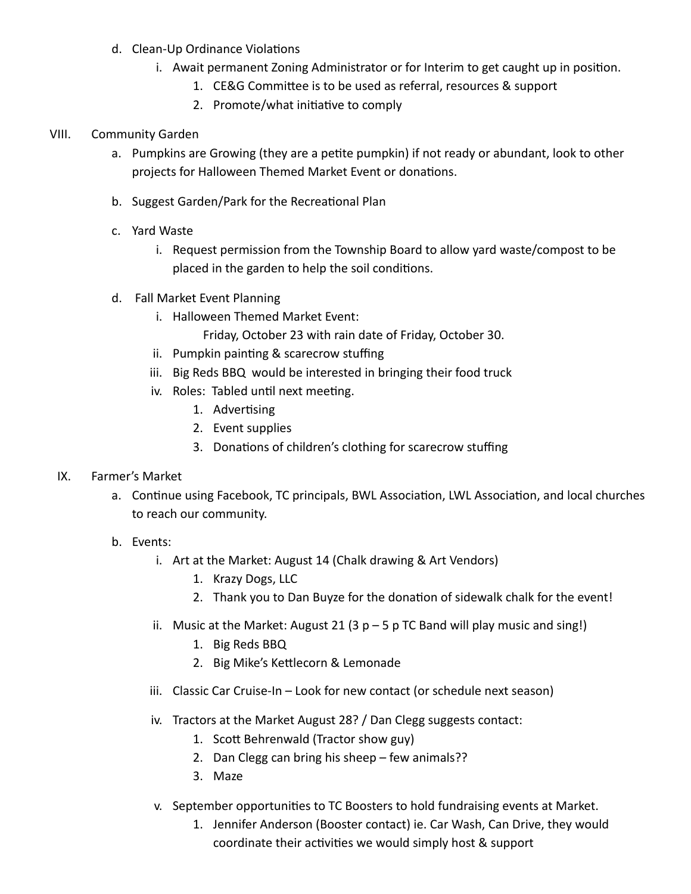d. Clean-Up Ordinance Violations
    i. Await permanent Zoning Administrator or for Interim to get caught up in position.
        1. CE&G Committee is to be used as referral, resources & support
        2. Promote/what initiative to comply

VIII. Community Garden

a. Pumpkins are Growing (they are a petite pumpkin) if not ready or abundant, look to other projects for Halloween Themed Market Event or donations.

b. Suggest Garden/Park for the Recreational Plan

c. Yard Waste
    i. Request permission from the Township Board to allow yard waste/compost to be placed in the garden to help the soil conditions.

d. Fall Market Event Planning
    i. Halloween Themed Market Event:
       Friday, October 23 with rain date of Friday, October 30.
    ii. Pumpkin painting & scarecrow stuffing
    iii. Big Reds BBQ would be interested in bringing their food truck
    iv. Roles: Tabled until next meeting.
        1. Advertising
        2. Event supplies
        3. Donations of children's clothing for scarecrow stuffing

IX. Farmer's Market

a. Continue using Facebook, TC principals, BWL Association, LWL Association, and local churches to reach our community.

b. Events:
    i. Art at the Market: August 14 (Chalk drawing & Art Vendors)
        1. Krazy Dogs, LLC
        2. Thank you to Dan Buyze for the donation of sidewalk chalk for the event!
    ii. Music at the Market: August 21 (3 p – 5 p TC Band will play music and sing!)
        1. Big Reds BBQ
        2. Big Mike's Kettlecorn & Lemonade
    iii. Classic Car Cruise-In – Look for new contact (or schedule next season)
    iv. Tractors at the Market August 28? / Dan Clegg suggests contact:
        1. Scott Behrenwald (Tractor show guy)
        2. Dan Clegg can bring his sheep – few animals??
        3. Maze
    v. September opportunities to TC Boosters to hold fundraising events at Market.
        1. Jennifer Anderson (Booster contact) ie. Car Wash, Can Drive, they would coordinate their activities we would simply host & support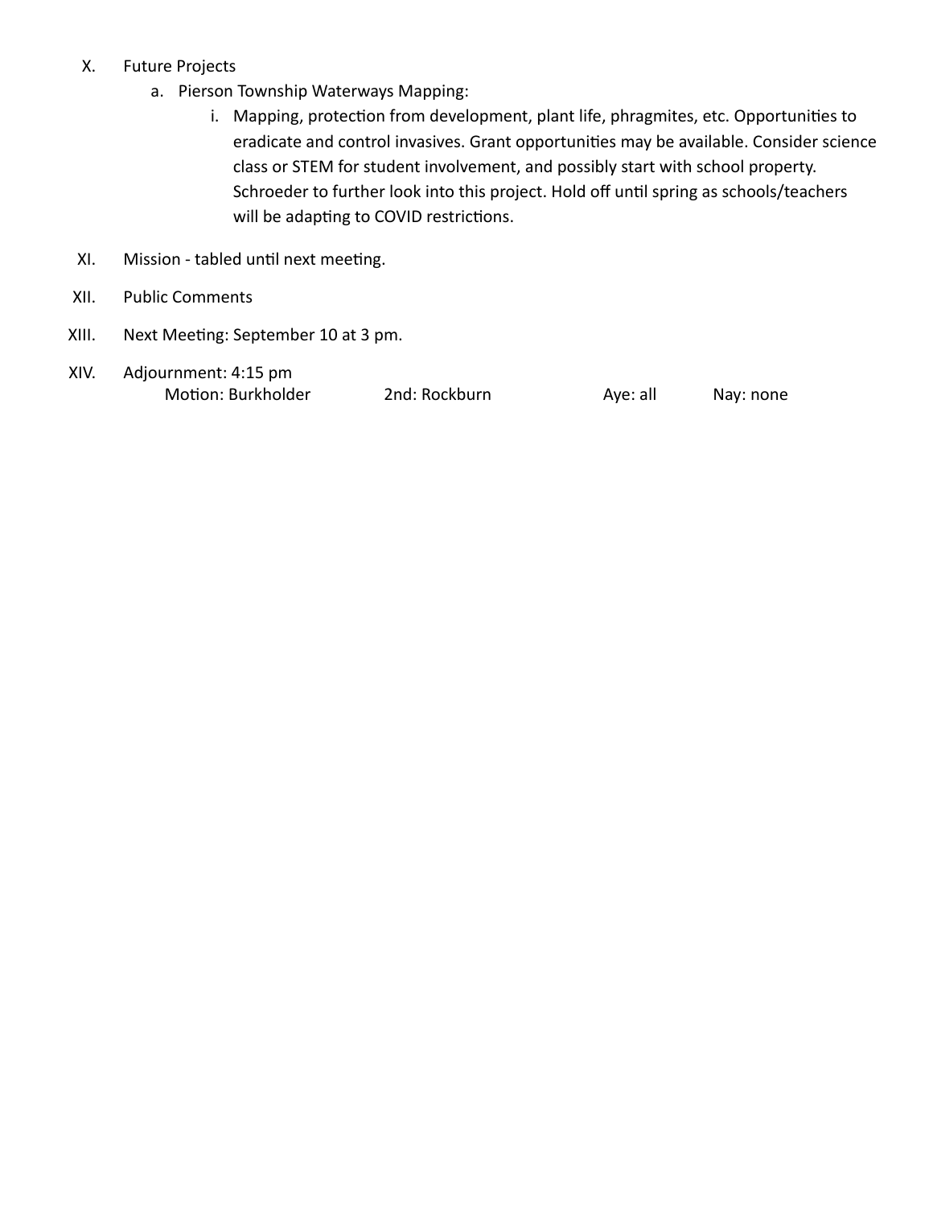X. Future Projects

   a. Pierson Township Waterways Mapping:

      i. Mapping, protection from development, plant life, phragmites, etc. Opportunities to eradicate and control invasives. Grant opportunities may be available. Consider science class or STEM for student involvement, and possibly start with school property. Schroeder to further look into this project. Hold off until spring as schools/teachers will be adapting to COVID restrictions.

XI. Mission - tabled until next meeting.

XII. Public Comments

XIII. Next Meeting: September 10 at 3 pm.

XIV. Adjournment: 4:15 pm

   Motion: Burkholder    2nd: Rockburn    Aye: all    Nay: none